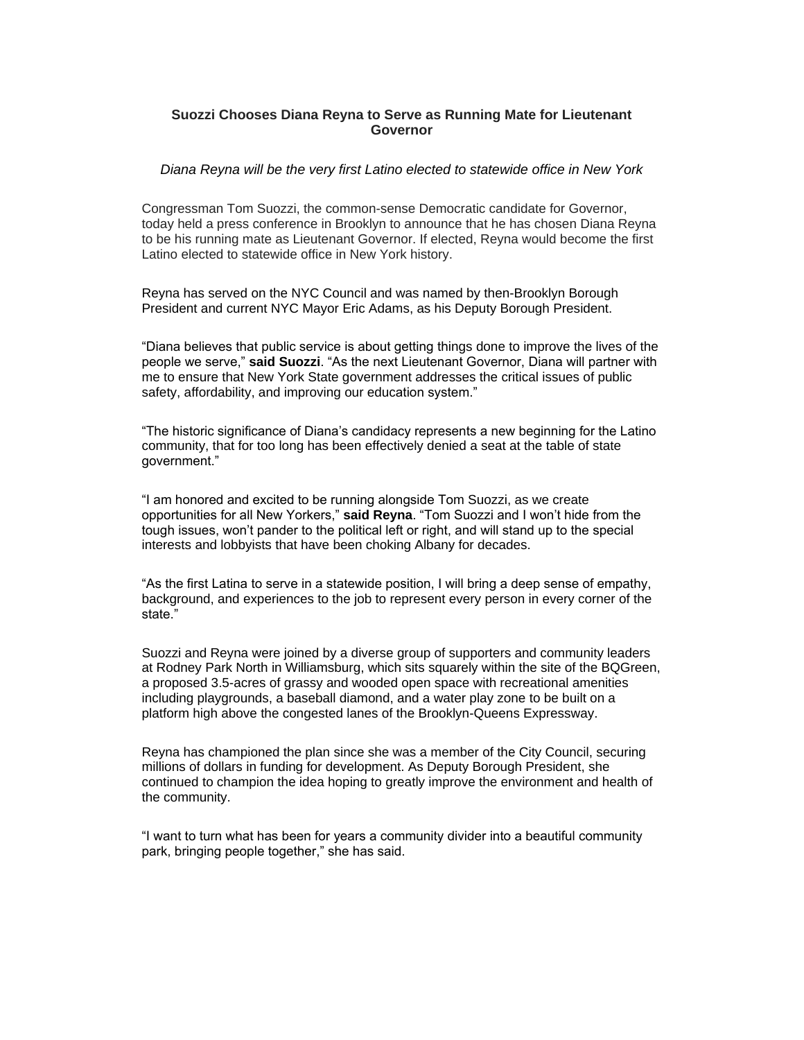# Suozzi Chooses Diana Reyna to Serve as Running Mate for Lieutenant Governor

*Diana Reyna will be the very first Latino elected to statewide office in New York*

Congressman Tom Suozzi, the common-sense Democratic candidate for Governor, today held a press conference in Brooklyn to announce that he has chosen Diana Reyna to be his running mate as Lieutenant Governor. If elected, Reyna would become the first Latino elected to statewide office in New York history.

Reyna has served on the NYC Council and was named by then-Brooklyn Borough President and current NYC Mayor Eric Adams, as his Deputy Borough President.

“Diana believes that public service is about getting things done to improve the lives of the people we serve,” **said Suozzi**. “As the next Lieutenant Governor, Diana will partner with me to ensure that New York State government addresses the critical issues of public safety, affordability, and improving our education system.”

“The historic significance of Diana’s candidacy represents a new beginning for the Latino community, that for too long has been effectively denied a seat at the table of state government.”

“I am honored and excited to be running alongside Tom Suozzi, as we create opportunities for all New Yorkers,” **said Reyna**. “Tom Suozzi and I won’t hide from the tough issues, won’t pander to the political left or right, and will stand up to the special interests and lobbyists that have been choking Albany for decades.

“As the first Latina to serve in a statewide position, I will bring a deep sense of empathy, background, and experiences to the job to represent every person in every corner of the state.”

Suozzi and Reyna were joined by a diverse group of supporters and community leaders at Rodney Park North in Williamsburg, which sits squarely within the site of the BQGreen, a proposed 3.5-acres of grassy and wooded open space with recreational amenities including playgrounds, a baseball diamond, and a water play zone to be built on a platform high above the congested lanes of the Brooklyn-Queens Expressway.

Reyna has championed the plan since she was a member of the City Council, securing millions of dollars in funding for development. As Deputy Borough President, she continued to champion the idea hoping to greatly improve the environment and health of the community.

“I want to turn what has been for years a community divider into a beautiful community park, bringing people together,” she has said.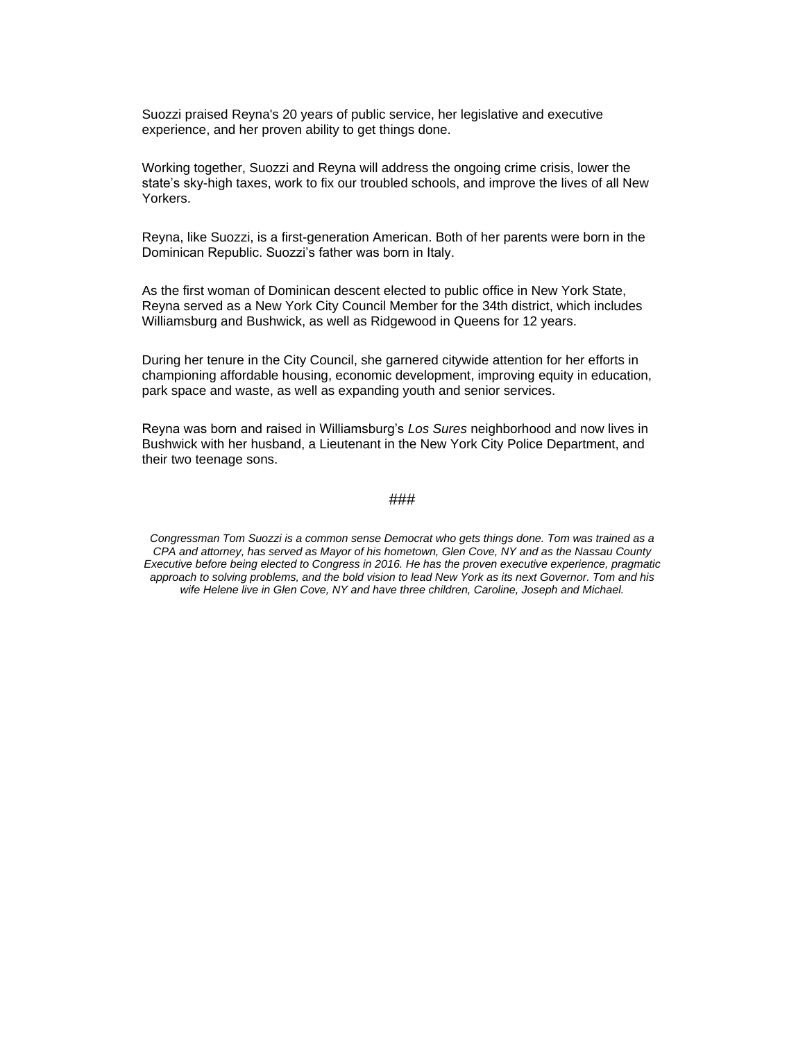Suozzi praised Reyna's 20 years of public service, her legislative and executive experience, and her proven ability to get things done.

Working together, Suozzi and Reyna will address the ongoing crime crisis, lower the state's sky-high taxes, work to fix our troubled schools, and improve the lives of all New Yorkers.

Reyna, like Suozzi, is a first-generation American. Both of her parents were born in the Dominican Republic. Suozzi's father was born in Italy.

As the first woman of Dominican descent elected to public office in New York State, Reyna served as a New York City Council Member for the 34th district, which includes Williamsburg and Bushwick, as well as Ridgewood in Queens for 12 years.

During her tenure in the City Council, she garnered citywide attention for her efforts in championing affordable housing, economic development, improving equity in education, park space and waste, as well as expanding youth and senior services.

Reyna was born and raised in Williamsburg's *Los Sures* neighborhood and now lives in Bushwick with her husband, a Lieutenant in the New York City Police Department, and their two teenage sons.

###

*Congressman Tom Suozzi is a common sense Democrat who gets things done. Tom was trained as a CPA and attorney, has served as Mayor of his hometown, Glen Cove, NY and as the Nassau County Executive before being elected to Congress in 2016. He has the proven executive experience, pragmatic approach to solving problems, and the bold vision to lead New York as its next Governor. Tom and his wife Helene live in Glen Cove, NY and have three children, Caroline, Joseph and Michael.*